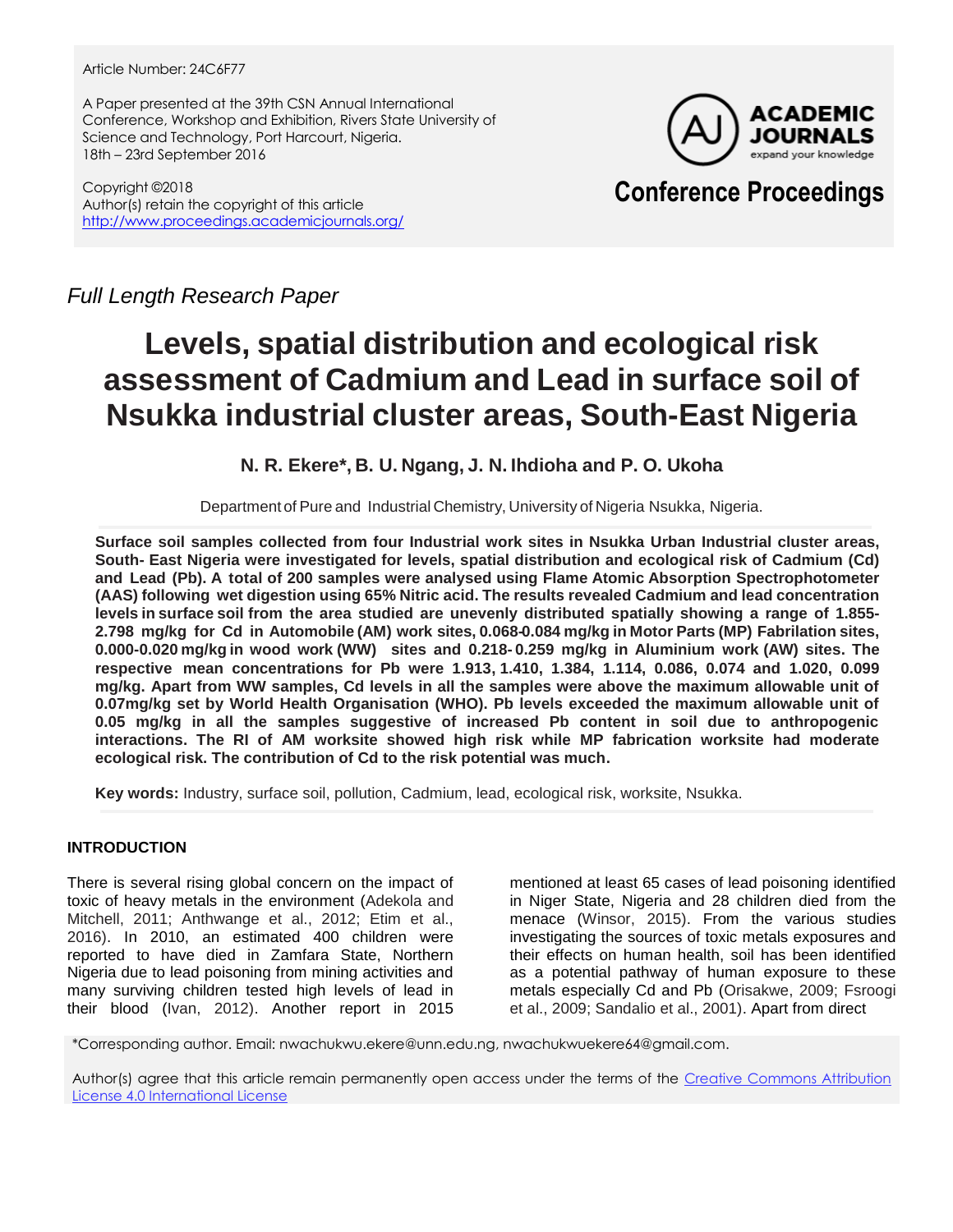Article Number: 24C6F77

A Paper presented at the 39th CSN Annual International Conference, Workshop and Exhibition, Rivers State University of Science and Technology, Port Harcourt, Nigeria.
18th – 23rd September 2016

Copyright ©2018
Author(s) retain the copyright of this article
http://www.proceedings.academicjournals.org/

**ACADEMIC JOURNALS**
expand your knowledge

**Conference Proceedings**

*Full Length Research Paper*

# Levels, spatial distribution and ecological risk assessment of Cadmium and Lead in surface soil of Nsukka industrial cluster areas, South-East Nigeria

**N. R. Ekere*, B. U. Ngang, J. N. Ihdioha and P. O. Ukoha**

Department of Pure and Industrial Chemistry, University of Nigeria Nsukka, Nigeria.

**Surface soil samples collected from four Industrial work sites in Nsukka Urban Industrial cluster areas, South- East Nigeria were investigated for levels, spatial distribution and ecological risk of Cadmium (Cd) and Lead (Pb). A total of 200 samples were analysed using Flame Atomic Absorption Spectrophotometer (AAS) following wet digestion using 65% Nitric acid. The results revealed Cadmium and lead concentration levels in surface soil from the area studied are unevenly distributed spatially showing a range of 1.855-2.798 mg/kg for Cd in Automobile (AM) work sites, 0.068-0.084 mg/kg in Motor Parts (MP) Fabrilation sites, 0.000-0.020 mg/kg in wood work (WW) sites and 0.218- 0.259 mg/kg in Aluminium work (AW) sites. The respective mean concentrations for Pb were 1.913, 1.410, 1.384, 1.114, 0.086, 0.074 and 1.020, 0.099 mg/kg. Apart from WW samples, Cd levels in all the samples were above the maximum allowable unit of 0.07mg/kg set by World Health Organisation (WHO). Pb levels exceeded the maximum allowable unit of 0.05 mg/kg in all the samples suggestive of increased Pb content in soil due to anthropogenic interactions. The RI of AM worksite showed high risk while MP fabrication worksite had moderate ecological risk. The contribution of Cd to the risk potential was much.**

**Key words:** Industry, surface soil, pollution, Cadmium, lead, ecological risk, worksite, Nsukka.

## INTRODUCTION

There is several rising global concern on the impact of toxic of heavy metals in the environment (Adekola and Mitchell, 2011; Anthwange et al., 2012; Etim et al., 2016). In 2010, an estimated 400 children were reported to have died in Zamfara State, Northern Nigeria due to lead poisoning from mining activities and many surviving children tested high levels of lead in their blood (Ivan, 2012). Another report in 2015 mentioned at least 65 cases of lead poisoning identified in Niger State, Nigeria and 28 children died from the menace (Winsor, 2015). From the various studies investigating the sources of toxic metals exposures and their effects on human health, soil has been identified as a potential pathway of human exposure to these metals especially Cd and Pb (Orisakwe, 2009; Fsroogi et al., 2009; Sandalio et al., 2001). Apart from direct

*Corresponding author. Email: nwachukwu.ekere@unn.edu.ng, nwachukwuekere64@gmail.com.

Author(s) agree that this article remain permanently open access under the terms of the Creative Commons Attribution License 4.0 International License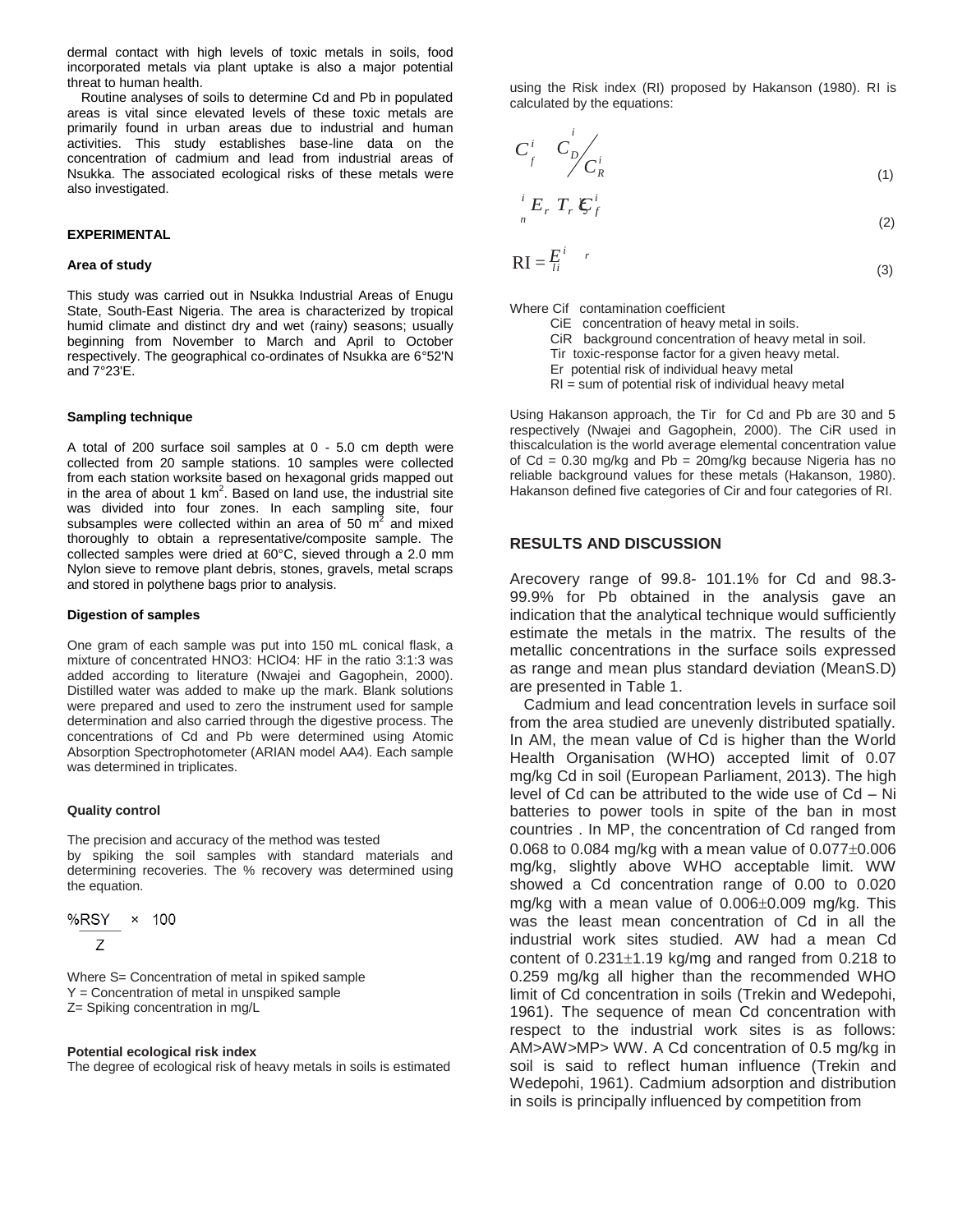dermal contact with high levels of toxic metals in soils, food incorporated metals via plant uptake is also a major potential threat to human health.

Routine analyses of soils to determine Cd and Pb in populated areas is vital since elevated levels of these toxic metals are primarily found in urban areas due to industrial and human activities. This study establishes base-line data on the concentration of cadmium and lead from industrial areas of Nsukka. The associated ecological risks of these metals were also investigated.

## EXPERIMENTAL

### Area of study

This study was carried out in Nsukka Industrial Areas of Enugu State, South-East Nigeria. The area is characterized by tropical humid climate and distinct dry and wet (rainy) seasons; usually beginning from November to March and April to October respectively. The geographical co-ordinates of Nsukka are 6°52'N and 7°23'E.

### Sampling technique

A total of 200 surface soil samples at 0 - 5.0 cm depth were collected from 20 sample stations. 10 samples were collected from each station worksite based on hexagonal grids mapped out in the area of about 1 km$^2$. Based on land use, the industrial site was divided into four zones. In each sampling site, four subsamples were collected within an area of 50 m$^2$ and mixed thoroughly to obtain a representative/composite sample. The collected samples were dried at 60°C, sieved through a 2.0 mm Nylon sieve to remove plant debris, stones, gravels, metal scraps and stored in polythene bags prior to analysis.

### Digestion of samples

One gram of each sample was put into 150 mL conical flask, a mixture of concentrated $HNO_3$: $HClO_4$: HF in the ratio 3:1:3 was added according to literature (Nwajei and Gagophein, 2000). Distilled water was added to make up the mark. Blank solutions were prepared and used to zero the instrument used for sample determination and also carried through the digestive process. The concentrations of Cd and Pb were determined using Atomic Absorption Spectrophotometer (ARIAN model AA4). Each sample was determined in triplicates.

### Quality control

The precision and accuracy of the method was tested by spiking the soil samples with standard materials and determining recoveries. The % recovery was determined using the equation.

$$\%R \; \frac{S \; Y}{Z} \times 100$$

Where S= Concentration of metal in spiked sample
Y = Concentration of metal in unspiked sample
Z= Spiking concentration in mg/L

### Potential ecological risk index

The degree of ecological risk of heavy metals in soils is estimated using the Risk index (RI) proposed by Hakanson (1980). RI is calculated by the equations:

$$C_f^i \quad C_D^i \Big/ C_R^i \tag{1}$$

$$E_r^i \; T_r^i \; C_f^i \tag{2}$$

$$\mathrm{RI} = \sum_{i}^{n} E_r^i \tag{3}$$

Where Cif contamination coefficient
CiE concentration of heavy metal in soils.
CiR background concentration of heavy metal in soil.
Tir toxic-response factor for a given heavy metal.
Er potential risk of individual heavy metal
RI = sum of potential risk of individual heavy metal

Using Hakanson approach, the Tir for Cd and Pb are 30 and 5 respectively (Nwajei and Gagophein, 2000). The CiR used in thiscalculation is the world average elemental concentration value of Cd = 0.30 mg/kg and Pb = 20mg/kg because Nigeria has no reliable background values for these metals (Hakanson, 1980). Hakanson defined five categories of Cir and four categories of RI.

## RESULTS AND DISCUSSION

Arecovery range of 99.8- 101.1% for Cd and 98.3-99.9% for Pb obtained in the analysis gave an indication that the analytical technique would sufficiently estimate the metals in the matrix. The results of the metallic concentrations in the surface soils expressed as range and mean plus standard deviation (MeanS.D) are presented in Table 1.

Cadmium and lead concentration levels in surface soil from the area studied are unevenly distributed spatially. In AM, the mean value of Cd is higher than the World Health Organisation (WHO) accepted limit of 0.07 mg/kg Cd in soil (European Parliament, 2013). The high level of Cd can be attributed to the wide use of Cd – Ni batteries to power tools in spite of the ban in most countries . In MP, the concentration of Cd ranged from 0.068 to 0.084 mg/kg with a mean value of 0.077±0.006 mg/kg, slightly above WHO acceptable limit. WW showed a Cd concentration range of 0.00 to 0.020 mg/kg with a mean value of 0.006±0.009 mg/kg. This was the least mean concentration of Cd in all the industrial work sites studied. AW had a mean Cd content of 0.231±1.19 kg/mg and ranged from 0.218 to 0.259 mg/kg all higher than the recommended WHO limit of Cd concentration in soils (Trekin and Wedepohi, 1961). The sequence of mean Cd concentration with respect to the industrial work sites is as follows: AM>AW>MP> WW. A Cd concentration of 0.5 mg/kg in soil is said to reflect human influence (Trekin and Wedepohi, 1961). Cadmium adsorption and distribution in soils is principally influenced by competition from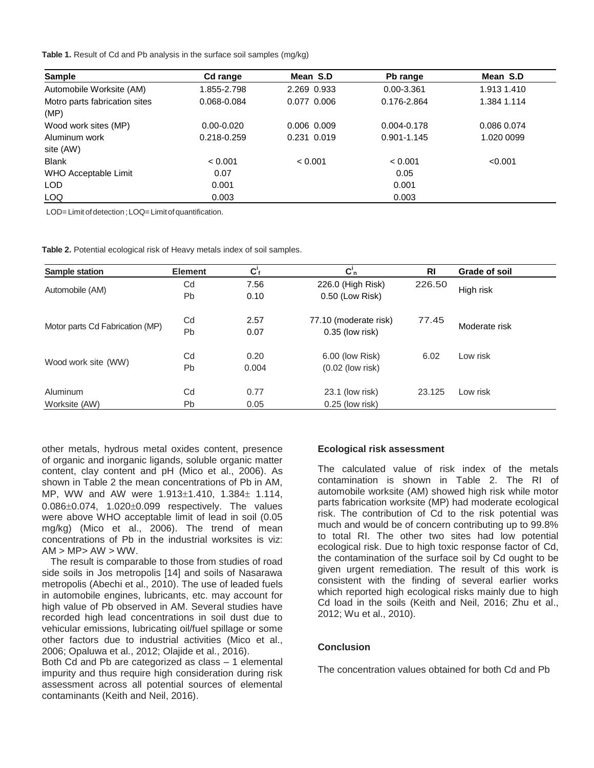**Table 1.** Result of Cd and Pb analysis in the surface soil samples (mg/kg)

| Sample | Cd range | Mean S.D | Pb range | Mean S.D |
|---|---|---|---|---|
| Automobile Worksite (AM) | 1.855-2.798 | 2.269 0.933 | 0.00-3.361 | 1.913 1.410 |
| Motro parts fabrication sites (MP) | 0.068-0.084 | 0.077 0.006 | 0.176-2.864 | 1.384 1.114 |
| Wood work sites (MP) | 0.00-0.020 | 0.006 0.009 | 0.004-0.178 | 0.086 0.074 |
| Aluminum work site (AW) | 0.218-0.259 | 0.231 0.019 | 0.901-1.145 | 1.020 0099 |
| Blank | < 0.001 | < 0.001 | < 0.001 | <0.001 |
| WHO Acceptable Limit | 0.07 | | 0.05 | |
| LOD | 0.001 | | 0.001 | |
| LOQ | 0.003 | | 0.003 | |

LOD= Limit of detection ; LOQ= Limit of quantification.

**Table 2.** Potential ecological risk of Heavy metals index of soil samples.

| Sample station | Element | $C^i_f$ | $C^i_n$ | RI | Grade of soil |
|---|---|---|---|---|---|
| Automobile (AM) | Cd | 7.56 | 226.0 (High Risk) | 226.50 | High risk |
| | Pb | 0.10 | 0.50 (Low Risk) | | |
| Motor parts Cd Fabrication (MP) | Cd | 2.57 | 77.10 (moderate risk) | 77.45 | Moderate risk |
| | Pb | 0.07 | 0.35 (low risk) | | |
| Wood work site (WW) | Cd | 0.20 | 6.00 (low Risk) | 6.02 | Low risk |
| | Pb | 0.004 | (0.02 (low risk) | | |
| Aluminum Worksite (AW) | Cd | 0.77 | 23.1 (low risk) | 23.125 | Low risk |
| | Pb | 0.05 | 0.25 (low risk) | | |

other metals, hydrous metal oxides content, presence of organic and inorganic ligands, soluble organic matter content, clay content and pH (Mico et al., 2006). As shown in Table 2 the mean concentrations of Pb in AM, MP, WW and AW were 1.913±1.410, 1.384± 1.114, 0.086±0.074, 1.020±0.099 respectively. The values were above WHO acceptable limit of lead in soil (0.05 mg/kg) (Mico et al., 2006). The trend of mean concentrations of Pb in the industrial worksites is viz: AM > MP> AW > WW.

The result is comparable to those from studies of road side soils in Jos metropolis [14] and soils of Nasarawa metropolis (Abechi et al., 2010). The use of leaded fuels in automobile engines, lubricants, etc. may account for high value of Pb observed in AM. Several studies have recorded high lead concentrations in soil dust due to vehicular emissions, lubricating oil/fuel spillage or some other factors due to industrial activities (Mico et al., 2006; Opaluwa et al., 2012; Olajide et al., 2016).
Both Cd and Pb are categorized as class – 1 elemental impurity and thus require high consideration during risk assessment across all potential sources of elemental contaminants (Keith and Neil, 2016).

#### Ecological risk assessment

The calculated value of risk index of the metals contamination is shown in Table 2. The RI of automobile worksite (AM) showed high risk while motor parts fabrication worksite (MP) had moderate ecological risk. The contribution of Cd to the risk potential was much and would be of concern contributing up to 99.8% to total RI. The other two sites had low potential ecological risk. Due to high toxic response factor of Cd, the contamination of the surface soil by Cd ought to be given urgent remediation. The result of this work is consistent with the finding of several earlier works which reported high ecological risks mainly due to high Cd load in the soils (Keith and Neil, 2016; Zhu et al., 2012; Wu et al., 2010).

#### Conclusion

The concentration values obtained for both Cd and Pb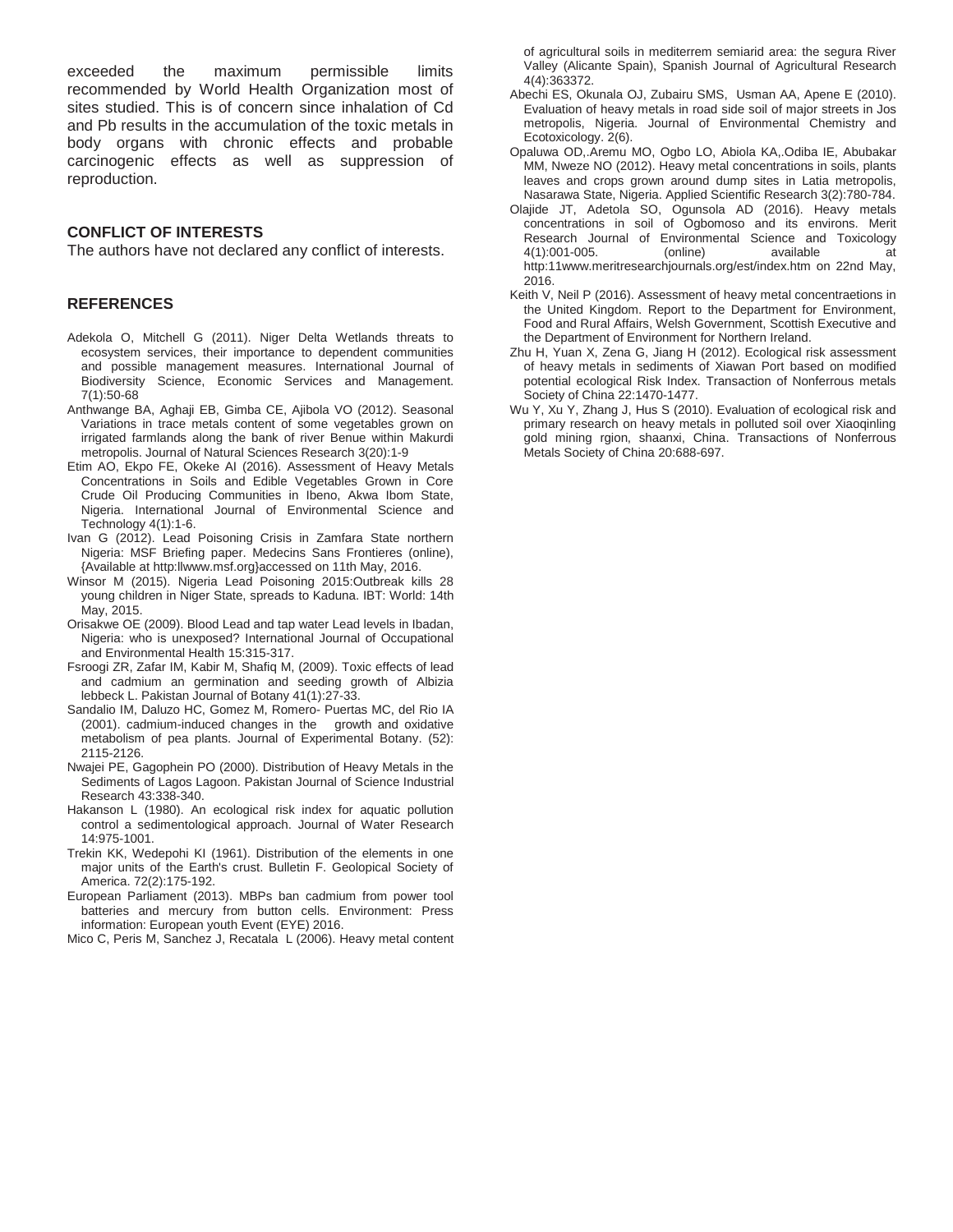exceeded the maximum permissible limits recommended by World Health Organization most of sites studied. This is of concern since inhalation of Cd and Pb results in the accumulation of the toxic metals in body organs with chronic effects and probable carcinogenic effects as well as suppression of reproduction.

## CONFLICT OF INTERESTS

The authors have not declared any conflict of interests.

## REFERENCES

Adekola O, Mitchell G (2011). Niger Delta Wetlands threats to ecosystem services, their importance to dependent communities and possible management measures. International Journal of Biodiversity Science, Economic Services and Management. 7(1):50-68

Anthwange BA, Aghaji EB, Gimba CE, Ajibola VO (2012). Seasonal Variations in trace metals content of some vegetables grown on irrigated farmlands along the bank of river Benue within Makurdi metropolis. Journal of Natural Sciences Research 3(20):1-9

Etim AO, Ekpo FE, Okeke AI (2016). Assessment of Heavy Metals Concentrations in Soils and Edible Vegetables Grown in Core Crude Oil Producing Communities in Ibeno, Akwa Ibom State, Nigeria. International Journal of Environmental Science and Technology 4(1):1-6.

Ivan G (2012). Lead Poisoning Crisis in Zamfara State northern Nigeria: MSF Briefing paper. Medecins Sans Frontieres (online), {Available at http:llwww.msf.org}accessed on 11th May, 2016.

Winsor M (2015). Nigeria Lead Poisoning 2015:Outbreak kills 28 young children in Niger State, spreads to Kaduna. IBT: World: 14th May, 2015.

Orisakwe OE (2009). Blood Lead and tap water Lead levels in Ibadan, Nigeria: who is unexposed? International Journal of Occupational and Environmental Health 15:315-317.

Fsroogi ZR, Zafar IM, Kabir M, Shafiq M, (2009). Toxic effects of lead and cadmium an germination and seeding growth of Albizia lebbeck L. Pakistan Journal of Botany 41(1):27-33.

Sandalio IM, Daluzo HC, Gomez M, Romero- Puertas MC, del Rio IA (2001). cadmium-induced changes in the growth and oxidative metabolism of pea plants. Journal of Experimental Botany. (52): 2115-2126.

Nwajei PE, Gagophein PO (2000). Distribution of Heavy Metals in the Sediments of Lagos Lagoon. Pakistan Journal of Science Industrial Research 43:338-340.

Hakanson L (1980). An ecological risk index for aquatic pollution control a sedimentological approach. Journal of Water Research 14:975-1001.

Trekin KK, Wedepohi KI (1961). Distribution of the elements in one major units of the Earth's crust. Bulletin F. Geolopical Society of America. 72(2):175-192.

European Parliament (2013). MBPs ban cadmium from power tool batteries and mercury from button cells. Environment: Press information: European youth Event (EYE) 2016.

Mico C, Peris M, Sanchez J, Recatala L (2006). Heavy metal content of agricultural soils in mediterrem semiarid area: the segura River Valley (Alicante Spain), Spanish Journal of Agricultural Research 4(4):363372.

Abechi ES, Okunala OJ, Zubairu SMS, Usman AA, Apene E (2010). Evaluation of heavy metals in road side soil of major streets in Jos metropolis, Nigeria. Journal of Environmental Chemistry and Ecotoxicology. 2(6).

Opaluwa OD,.Aremu MO, Ogbo LO, Abiola KA,.Odiba IE, Abubakar MM, Nweze NO (2012). Heavy metal concentrations in soils, plants leaves and crops grown around dump sites in Latia metropolis, Nasarawa State, Nigeria. Applied Scientific Research 3(2):780-784.

Olajide JT, Adetola SO, Ogunsola AD (2016). Heavy metals concentrations in soil of Ogbomoso and its environs. Merit Research Journal of Environmental Science and Toxicology 4(1):001-005. (online) available at http:11www.meritresearchjournals.org/est/index.htm on 22nd May, 2016.

Keith V, Neil P (2016). Assessment of heavy metal concentraetions in the United Kingdom. Report to the Department for Environment, Food and Rural Affairs, Welsh Government, Scottish Executive and the Department of Environment for Northern Ireland.

Zhu H, Yuan X, Zena G, Jiang H (2012). Ecological risk assessment of heavy metals in sediments of Xiawan Port based on modified potential ecological Risk Index. Transaction of Nonferrous metals Society of China 22:1470-1477.

Wu Y, Xu Y, Zhang J, Hus S (2010). Evaluation of ecological risk and primary research on heavy metals in polluted soil over Xiaoqinling gold mining rgion, shaanxi, China. Transactions of Nonferrous Metals Society of China 20:688-697.